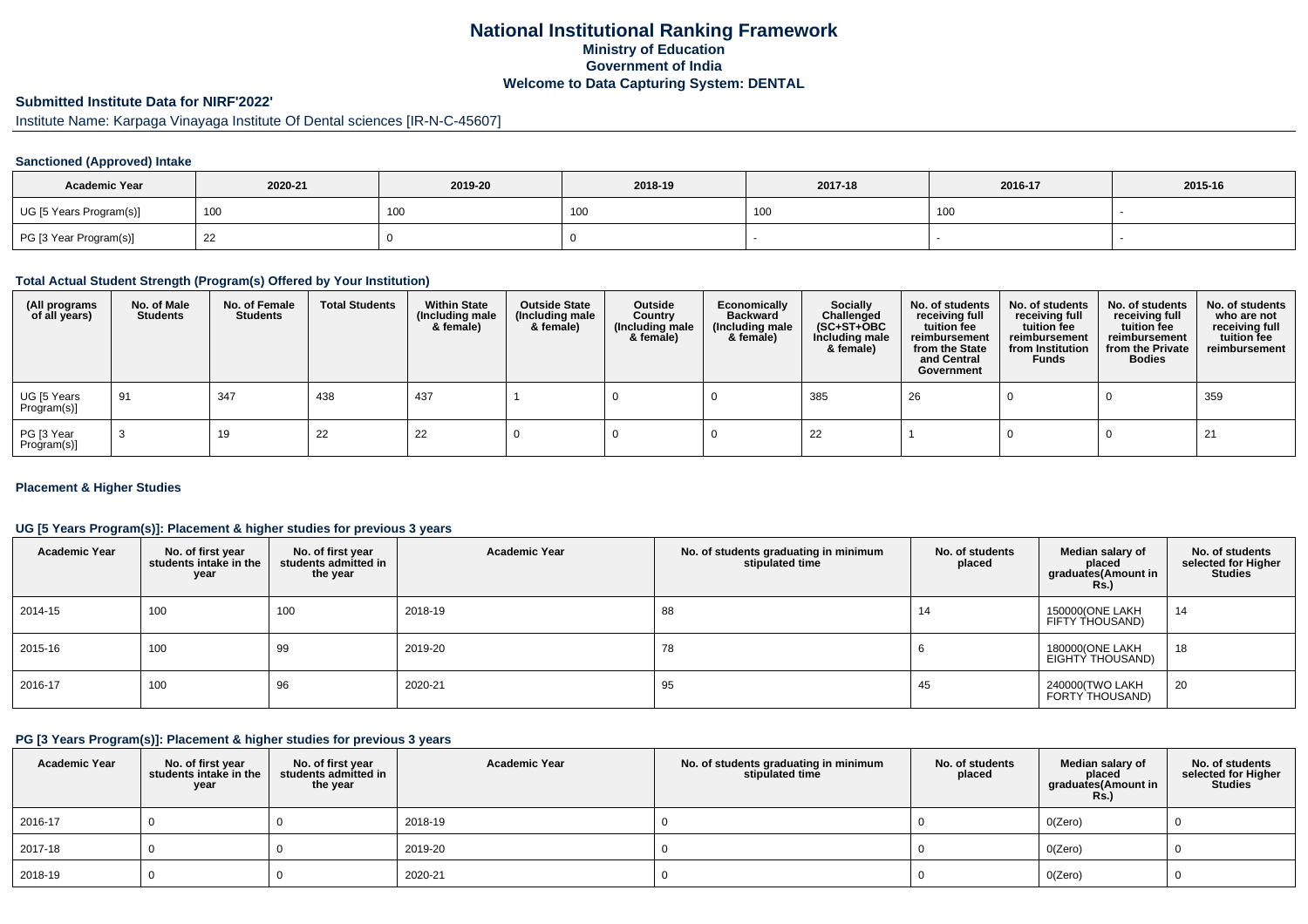# National Institutional Ranking Framework
## Ministry of Education
## Government of India
## Welcome to Data Capturing System: DENTAL

### Submitted Institute Data for NIRF'2022'

Institute Name: Karpaga Vinayaga Institute Of Dental sciences [IR-N-C-45607]

#### Sanctioned (Approved) Intake

| Academic Year | 2020-21 | 2019-20 | 2018-19 | 2017-18 | 2016-17 | 2015-16 |
|---|---|---|---|---|---|---|
| UG [5 Years Program(s)] | 100 | 100 | 100 | 100 | 100 | - |
| PG [3 Year Program(s)] | 22 | 0 | 0 | - | - | - |

#### Total Actual Student Strength (Program(s) Offered by Your Institution)

| (All programs of all years) | No. of Male Students | No. of Female Students | Total Students | Within State (Including male & female) | Outside State (Including male & female) | Outside Country (Including male & female) | Economically Backward (Including male & female) | Socially Challenged (SC+ST+OBC Including male & female) | No. of students receiving full tuition fee reimbursement from the State and Central Government | No. of students receiving full tuition fee reimbursement from Institution Funds | No. of students receiving full tuition fee reimbursement from the Private Bodies | No. of students who are not receiving full tuition fee reimbursement |
|---|---|---|---|---|---|---|---|---|---|---|---|---|
| UG [5 Years Program(s)] | 91 | 347 | 438 | 437 | 1 | 0 | 0 | 385 | 26 | 0 | 0 | 359 |
| PG [3 Year Program(s)] | 3 | 19 | 22 | 22 | 0 | 0 | 0 | 22 | 1 | 0 | 0 | 21 |

#### Placement & Higher Studies

#### UG [5 Years Program(s)]: Placement & higher studies for previous 3 years

| Academic Year | No. of first year students intake in the year | No. of first year students admitted in the year | Academic Year | No. of students graduating in minimum stipulated time | No. of students placed | Median salary of placed graduates(Amount in Rs.) | No. of students selected for Higher Studies |
|---|---|---|---|---|---|---|---|
| 2014-15 | 100 | 100 | 2018-19 | 88 | 14 | 150000(ONE LAKH FIFTY THOUSAND) | 14 |
| 2015-16 | 100 | 99 | 2019-20 | 78 | 6 | 180000(ONE LAKH EIGHTY THOUSAND) | 18 |
| 2016-17 | 100 | 96 | 2020-21 | 95 | 45 | 240000(TWO LAKH FORTY THOUSAND) | 20 |

#### PG [3 Years Program(s)]: Placement & higher studies for previous 3 years

| Academic Year | No. of first year students intake in the year | No. of first year students admitted in the year | Academic Year | No. of students graduating in minimum stipulated time | No. of students placed | Median salary of placed graduates(Amount in Rs.) | No. of students selected for Higher Studies |
|---|---|---|---|---|---|---|---|
| 2016-17 | 0 | 0 | 2018-19 | 0 | 0 | 0(Zero) | 0 |
| 2017-18 | 0 | 0 | 2019-20 | 0 | 0 | 0(Zero) | 0 |
| 2018-19 | 0 | 0 | 2020-21 | 0 | 0 | 0(Zero) | 0 |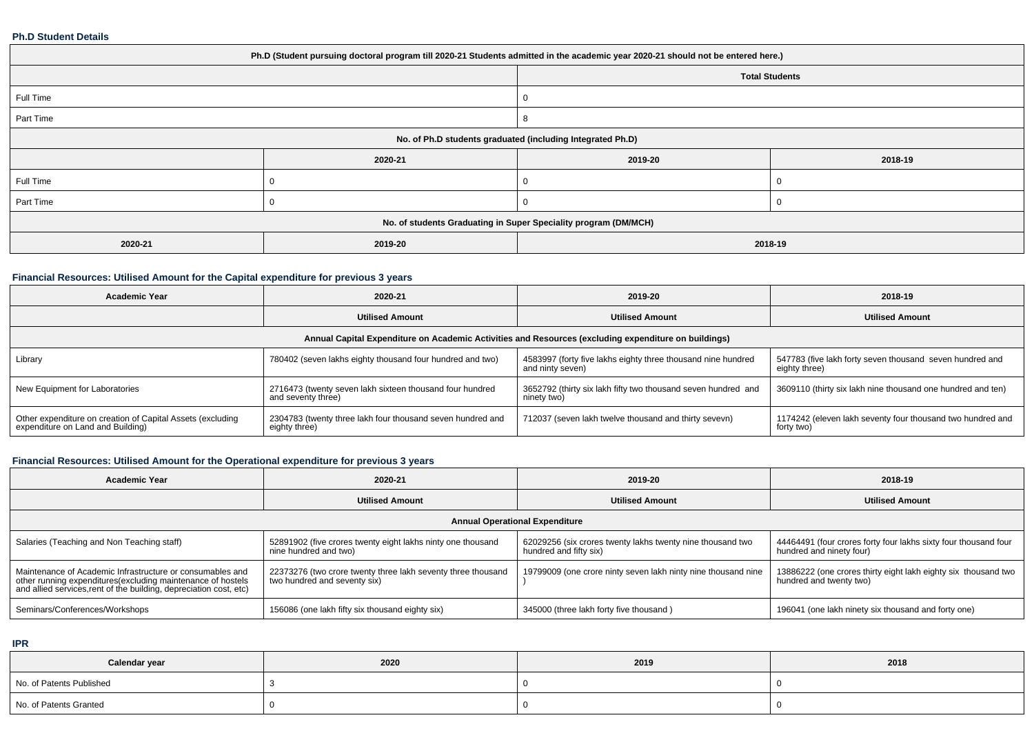**Ph.D Student Details**

| Ph.D (Student pursuing doctoral program till 2020-21 Students admitted in the academic year 2020-21 should not be entered here.) | | | |
|---|---|---|---|
| | | Total Students | |
| Full Time | | 0 | |
| Part Time | | 8 | |
| No. of Ph.D students graduated (including Integrated Ph.D) | | | |
| | 2020-21 | 2019-20 | 2018-19 |
| Full Time | 0 | 0 | 0 |
| Part Time | 0 | 0 | 0 |
| No. of students Graduating in Super Speciality program (DM/MCH) | | | |
| 2020-21 | 2019-20 | 2018-19 | |

## Financial Resources: Utilised Amount for the Capital expenditure for previous 3 years

| Academic Year | 2020-21 | 2019-20 | 2018-19 |
|---|---|---|---|
| | Utilised Amount | Utilised Amount | Utilised Amount |
| Annual Capital Expenditure on Academic Activities and Resources (excluding expenditure on buildings) | | | |
| Library | 780402 (seven lakhs eighty thousand four hundred and two) | 4583997 (forty five lakhs eighty three thousand nine hundred and ninty seven) | 547783 (five lakh forty seven thousand seven hundred and eighty three) |
| New Equipment for Laboratories | 2716473 (twenty seven lakh sixteen thousand four hundred and seventy three) | 3652792 (thirty six lakh fifty two thousand seven hundred and ninety two) | 3609110 (thirty six lakh nine thousand one hundred and ten) |
| Other expenditure on creation of Capital Assets (excluding expenditure on Land and Building) | 2304783 (twenty three lakh four thousand seven hundred and eighty three) | 712037 (seven lakh twelve thousand and thirty sevevn) | 1174242 (eleven lakh seventy four thousand two hundred and forty two) |

## Financial Resources: Utilised Amount for the Operational expenditure for previous 3 years

| Academic Year | 2020-21 | 2019-20 | 2018-19 |
|---|---|---|---|
| | Utilised Amount | Utilised Amount | Utilised Amount |
| Annual Operational Expenditure | | | |
| Salaries (Teaching and Non Teaching staff) | 52891902 (five crores twenty eight lakhs ninty one thousand nine hundred and two) | 62029256 (six crores twenty lakhs twenty nine thousand two hundred and fifty six) | 44464491 (four crores forty four lakhs sixty four thousand four hundred and ninety four) |
| Maintenance of Academic Infrastructure or consumables and other running expenditures(excluding maintenance of hostels and allied services,rent of the building, depreciation cost, etc) | 22373276 (two crore twenty three lakh seventy three thousand two hundred and seventy six) | 19799009 (one crore ninty seven lakh ninty nine thousand nine ) | 13886222 (one crores thirty eight lakh eighty six thousand two hundred and twenty two) |
| Seminars/Conferences/Workshops | 156086 (one lakh fifty six thousand eighty six) | 345000 (three lakh forty five thousand ) | 196041 (one lakh ninety six thousand and forty one) |

**IPR**

| Calendar year | 2020 | 2019 | 2018 |
|---|---|---|---|
| No. of Patents Published | 3 | 0 | 0 |
| No. of Patents Granted | 0 | 0 | 0 |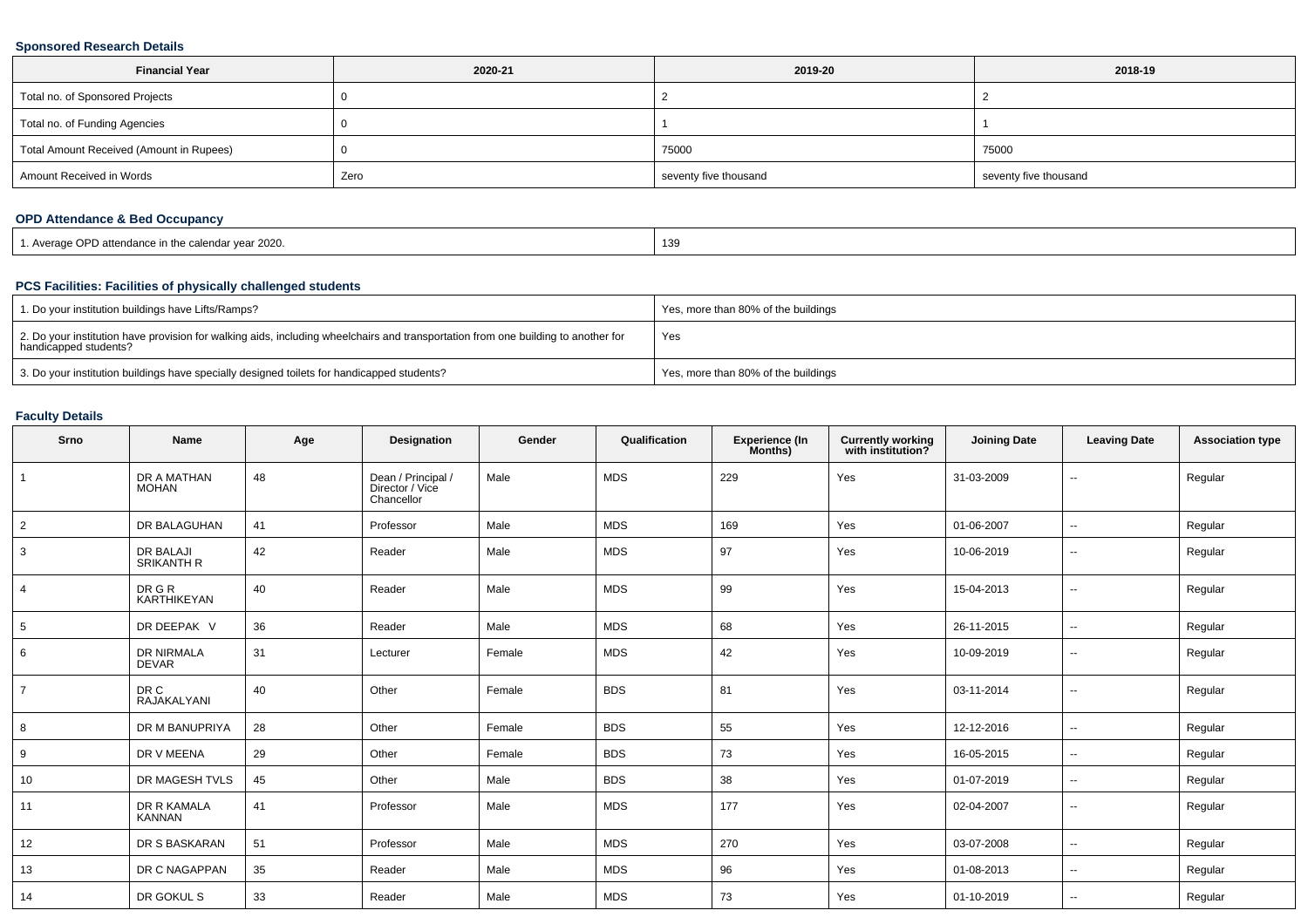### Sponsored Research Details

| Financial Year | 2020-21 | 2019-20 | 2018-19 |
|---|---|---|---|
| Total no. of Sponsored Projects | 0 | 2 | 2 |
| Total no. of Funding Agencies | 0 | 1 | 1 |
| Total Amount Received (Amount in Rupees) | 0 | 75000 | 75000 |
| Amount Received in Words | Zero | seventy five thousand | seventy five thousand |

### OPD Attendance & Bed Occupancy

| | |
|---|---|
| 1. Average OPD attendance in the calendar year 2020. | 139 |

### PCS Facilities: Facilities of physically challenged students

| | |
|---|---|
| 1. Do your institution buildings have Lifts/Ramps? | Yes, more than 80% of the buildings |
| 2. Do your institution have provision for walking aids, including wheelchairs and transportation from one building to another for handicapped students? | Yes |
| 3. Do your institution buildings have specially designed toilets for handicapped students? | Yes, more than 80% of the buildings |

### Faculty Details

| Srno | Name | Age | Designation | Gender | Qualification | Experience (In Months) | Currently working with institution? | Joining Date | Leaving Date | Association type |
|---|---|---|---|---|---|---|---|---|---|---|
| 1 | DR A MATHAN MOHAN | 48 | Dean / Principal / Director / Vice Chancellor | Male | MDS | 229 | Yes | 31-03-2009 | -- | Regular |
| 2 | DR BALAGUHAN | 41 | Professor | Male | MDS | 169 | Yes | 01-06-2007 | -- | Regular |
| 3 | DR BALAJI SRIKANTH R | 42 | Reader | Male | MDS | 97 | Yes | 10-06-2019 | -- | Regular |
| 4 | DR G R KARTHIKEYAN | 40 | Reader | Male | MDS | 99 | Yes | 15-04-2013 | -- | Regular |
| 5 | DR DEEPAK V | 36 | Reader | Male | MDS | 68 | Yes | 26-11-2015 | -- | Regular |
| 6 | DR NIRMALA DEVAR | 31 | Lecturer | Female | MDS | 42 | Yes | 10-09-2019 | -- | Regular |
| 7 | DR C RAJAKALYANI | 40 | Other | Female | BDS | 81 | Yes | 03-11-2014 | -- | Regular |
| 8 | DR M BANUPRIYA | 28 | Other | Female | BDS | 55 | Yes | 12-12-2016 | -- | Regular |
| 9 | DR V MEENA | 29 | Other | Female | BDS | 73 | Yes | 16-05-2015 | -- | Regular |
| 10 | DR MAGESH TVLS | 45 | Other | Male | BDS | 38 | Yes | 01-07-2019 | -- | Regular |
| 11 | DR R KAMALA KANNAN | 41 | Professor | Male | MDS | 177 | Yes | 02-04-2007 | -- | Regular |
| 12 | DR S BASKARAN | 51 | Professor | Male | MDS | 270 | Yes | 03-07-2008 | -- | Regular |
| 13 | DR C NAGAPPAN | 35 | Reader | Male | MDS | 96 | Yes | 01-08-2013 | -- | Regular |
| 14 | DR GOKUL S | 33 | Reader | Male | MDS | 73 | Yes | 01-10-2019 | -- | Regular |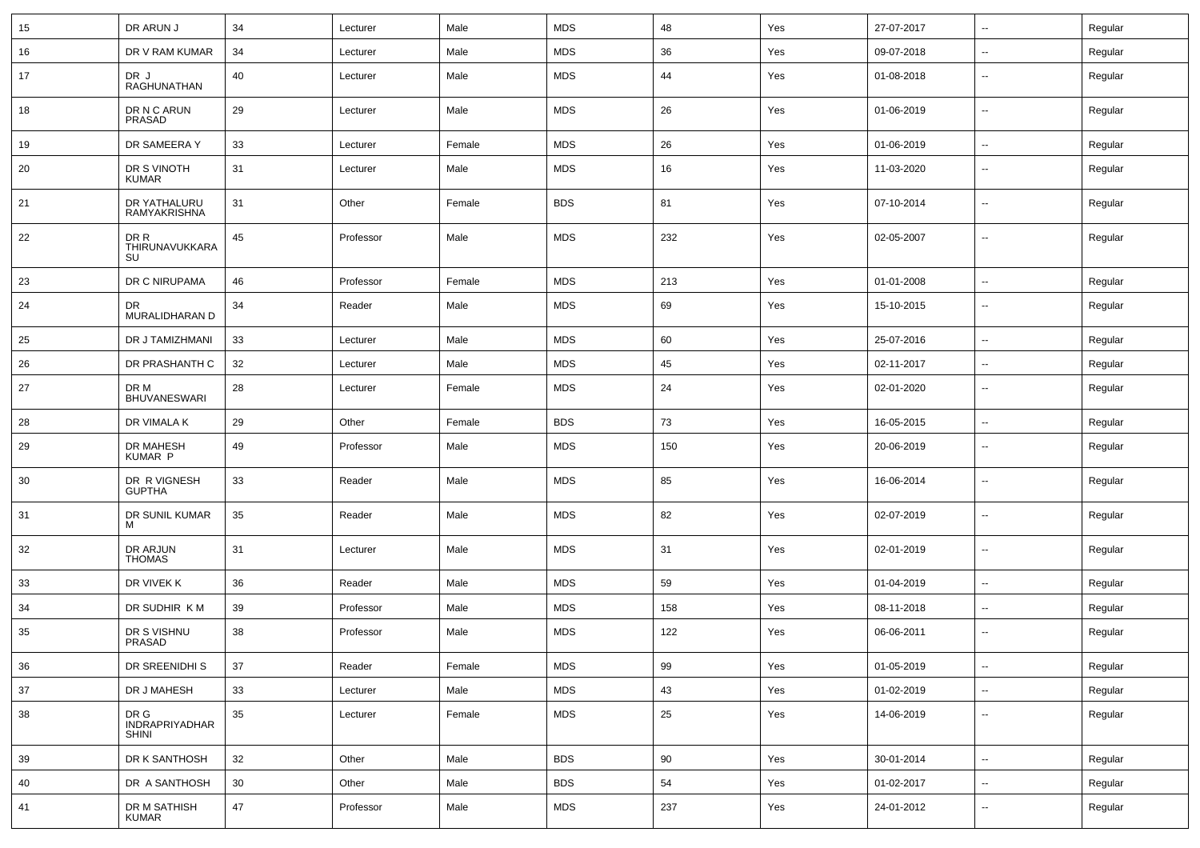| 15 | DR ARUN J | 34 | Lecturer | Male | MDS | 48 | Yes | 27-07-2017 | -- | Regular |
|---|---|---|---|---|---|---|---|---|---|---|
| 16 | DR V RAM KUMAR | 34 | Lecturer | Male | MDS | 36 | Yes | 09-07-2018 | -- | Regular |
| 17 | DR J RAGHUNATHAN | 40 | Lecturer | Male | MDS | 44 | Yes | 01-08-2018 | -- | Regular |
| 18 | DR N C ARUN PRASAD | 29 | Lecturer | Male | MDS | 26 | Yes | 01-06-2019 | -- | Regular |
| 19 | DR SAMEERA Y | 33 | Lecturer | Female | MDS | 26 | Yes | 01-06-2019 | -- | Regular |
| 20 | DR S VINOTH KUMAR | 31 | Lecturer | Male | MDS | 16 | Yes | 11-03-2020 | -- | Regular |
| 21 | DR YATHALURU RAMYAKRISHNA | 31 | Other | Female | BDS | 81 | Yes | 07-10-2014 | -- | Regular |
| 22 | DR R THIRUNAVUKKARASU | 45 | Professor | Male | MDS | 232 | Yes | 02-05-2007 | -- | Regular |
| 23 | DR C NIRUPAMA | 46 | Professor | Female | MDS | 213 | Yes | 01-01-2008 | -- | Regular |
| 24 | DR MURALIDHARAN D | 34 | Reader | Male | MDS | 69 | Yes | 15-10-2015 | -- | Regular |
| 25 | DR J TAMIZHMANI | 33 | Lecturer | Male | MDS | 60 | Yes | 25-07-2016 | -- | Regular |
| 26 | DR PRASHANTH C | 32 | Lecturer | Male | MDS | 45 | Yes | 02-11-2017 | -- | Regular |
| 27 | DR M BHUVANESWARI | 28 | Lecturer | Female | MDS | 24 | Yes | 02-01-2020 | -- | Regular |
| 28 | DR VIMALA K | 29 | Other | Female | BDS | 73 | Yes | 16-05-2015 | -- | Regular |
| 29 | DR MAHESH KUMAR P | 49 | Professor | Male | MDS | 150 | Yes | 20-06-2019 | -- | Regular |
| 30 | DR R VIGNESH GUPTHA | 33 | Reader | Male | MDS | 85 | Yes | 16-06-2014 | -- | Regular |
| 31 | DR SUNIL KUMAR M | 35 | Reader | Male | MDS | 82 | Yes | 02-07-2019 | -- | Regular |
| 32 | DR ARJUN THOMAS | 31 | Lecturer | Male | MDS | 31 | Yes | 02-01-2019 | -- | Regular |
| 33 | DR VIVEK K | 36 | Reader | Male | MDS | 59 | Yes | 01-04-2019 | -- | Regular |
| 34 | DR SUDHIR K M | 39 | Professor | Male | MDS | 158 | Yes | 08-11-2018 | -- | Regular |
| 35 | DR S VISHNU PRASAD | 38 | Professor | Male | MDS | 122 | Yes | 06-06-2011 | -- | Regular |
| 36 | DR SREENIDHI S | 37 | Reader | Female | MDS | 99 | Yes | 01-05-2019 | -- | Regular |
| 37 | DR J MAHESH | 33 | Lecturer | Male | MDS | 43 | Yes | 01-02-2019 | -- | Regular |
| 38 | DR G INDRAPRIYADHARSHINI | 35 | Lecturer | Female | MDS | 25 | Yes | 14-06-2019 | -- | Regular |
| 39 | DR K SANTHOSH | 32 | Other | Male | BDS | 90 | Yes | 30-01-2014 | -- | Regular |
| 40 | DR A SANTHOSH | 30 | Other | Male | BDS | 54 | Yes | 01-02-2017 | -- | Regular |
| 41 | DR M SATHISH KUMAR | 47 | Professor | Male | MDS | 237 | Yes | 24-01-2012 | -- | Regular |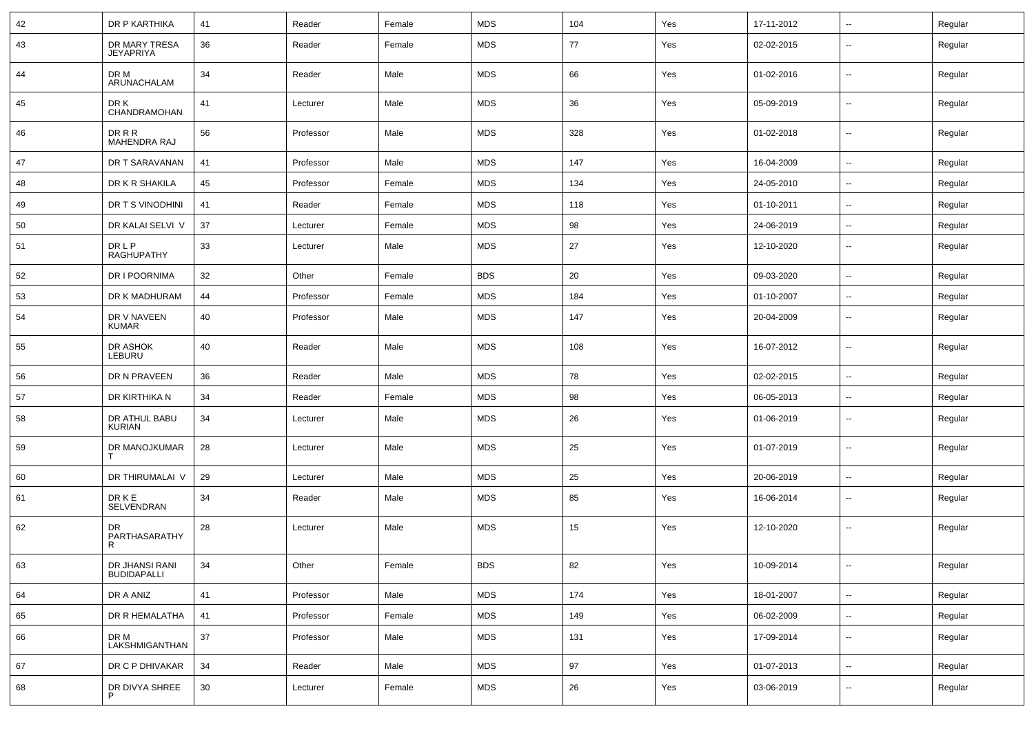| 42 | DR P KARTHIKA | 41 | Reader | Female | MDS | 104 | Yes | 17-11-2012 | -- | Regular |
|---|---|---|---|---|---|---|---|---|---|---|
| 43 | DR MARY TRESA JEYAPRIYA | 36 | Reader | Female | MDS | 77 | Yes | 02-02-2015 | -- | Regular |
| 44 | DR M ARUNACHALAM | 34 | Reader | Male | MDS | 66 | Yes | 01-02-2016 | -- | Regular |
| 45 | DR K CHANDRAMOHAN | 41 | Lecturer | Male | MDS | 36 | Yes | 05-09-2019 | -- | Regular |
| 46 | DR R R MAHENDRA RAJ | 56 | Professor | Male | MDS | 328 | Yes | 01-02-2018 | -- | Regular |
| 47 | DR T SARAVANAN | 41 | Professor | Male | MDS | 147 | Yes | 16-04-2009 | -- | Regular |
| 48 | DR K R SHAKILA | 45 | Professor | Female | MDS | 134 | Yes | 24-05-2010 | -- | Regular |
| 49 | DR T S VINODHINI | 41 | Reader | Female | MDS | 118 | Yes | 01-10-2011 | -- | Regular |
| 50 | DR KALAI SELVI V | 37 | Lecturer | Female | MDS | 98 | Yes | 24-06-2019 | -- | Regular |
| 51 | DR L P RAGHUPATHY | 33 | Lecturer | Male | MDS | 27 | Yes | 12-10-2020 | -- | Regular |
| 52 | DR I POORNIMA | 32 | Other | Female | BDS | 20 | Yes | 09-03-2020 | -- | Regular |
| 53 | DR K MADHURAM | 44 | Professor | Female | MDS | 184 | Yes | 01-10-2007 | -- | Regular |
| 54 | DR V NAVEEN KUMAR | 40 | Professor | Male | MDS | 147 | Yes | 20-04-2009 | -- | Regular |
| 55 | DR ASHOK LEBURU | 40 | Reader | Male | MDS | 108 | Yes | 16-07-2012 | -- | Regular |
| 56 | DR N PRAVEEN | 36 | Reader | Male | MDS | 78 | Yes | 02-02-2015 | -- | Regular |
| 57 | DR KIRTHIKA N | 34 | Reader | Female | MDS | 98 | Yes | 06-05-2013 | -- | Regular |
| 58 | DR ATHUL BABU KURIAN | 34 | Lecturer | Male | MDS | 26 | Yes | 01-06-2019 | -- | Regular |
| 59 | DR MANOJKUMAR T | 28 | Lecturer | Male | MDS | 25 | Yes | 01-07-2019 | -- | Regular |
| 60 | DR THIRUMALAI V | 29 | Lecturer | Male | MDS | 25 | Yes | 20-06-2019 | -- | Regular |
| 61 | DR K E SELVENDRAN | 34 | Reader | Male | MDS | 85 | Yes | 16-06-2014 | -- | Regular |
| 62 | DR PARTHASARATHY R | 28 | Lecturer | Male | MDS | 15 | Yes | 12-10-2020 | -- | Regular |
| 63 | DR JHANSI RANI BUDIDAPALLI | 34 | Other | Female | BDS | 82 | Yes | 10-09-2014 | -- | Regular |
| 64 | DR A ANIZ | 41 | Professor | Male | MDS | 174 | Yes | 18-01-2007 | -- | Regular |
| 65 | DR R HEMALATHA | 41 | Professor | Female | MDS | 149 | Yes | 06-02-2009 | -- | Regular |
| 66 | DR M LAKSHMIGANTHAN | 37 | Professor | Male | MDS | 131 | Yes | 17-09-2014 | -- | Regular |
| 67 | DR C P DHIVAKAR | 34 | Reader | Male | MDS | 97 | Yes | 01-07-2013 | -- | Regular |
| 68 | DR DIVYA SHREE P | 30 | Lecturer | Female | MDS | 26 | Yes | 03-06-2019 | -- | Regular |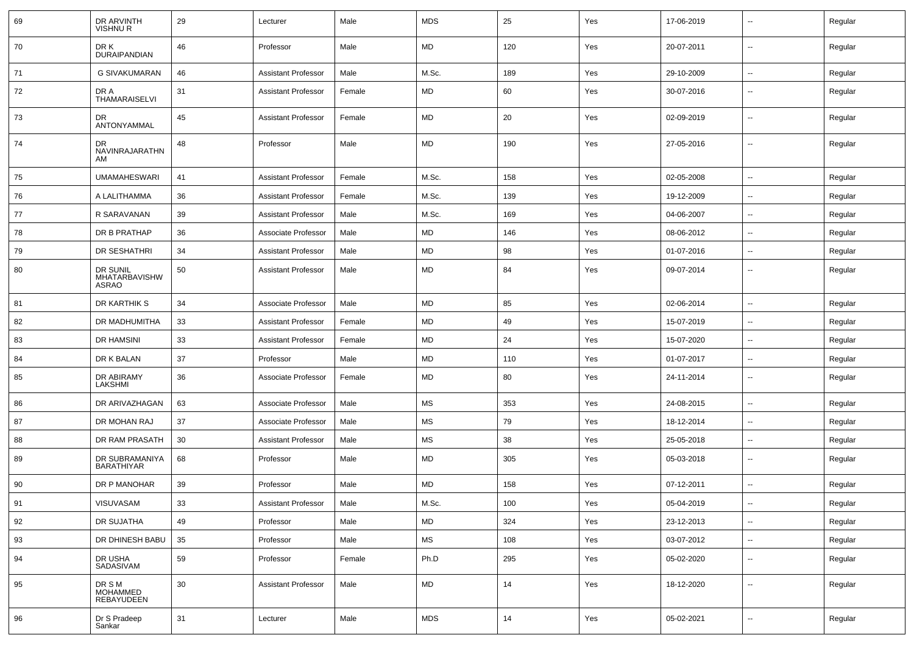| 69 | DR ARVINTH VISHNU R | 29 | Lecturer | Male | MDS | 25 | Yes | 17-06-2019 | -- | Regular |
|---|---|---|---|---|---|---|---|---|---|---|
| 70 | DR K DURAIPANDIAN | 46 | Professor | Male | MD | 120 | Yes | 20-07-2011 | -- | Regular |
| 71 | G SIVAKUMARAN | 46 | Assistant Professor | Male | M.Sc. | 189 | Yes | 29-10-2009 | -- | Regular |
| 72 | DR A THAMARAISELVI | 31 | Assistant Professor | Female | MD | 60 | Yes | 30-07-2016 | -- | Regular |
| 73 | DR ANTONYAMMAL | 45 | Assistant Professor | Female | MD | 20 | Yes | 02-09-2019 | -- | Regular |
| 74 | DR NAVINRAJARATHNAM | 48 | Professor | Male | MD | 190 | Yes | 27-05-2016 | -- | Regular |
| 75 | UMAMAHESWARI | 41 | Assistant Professor | Female | M.Sc. | 158 | Yes | 02-05-2008 | -- | Regular |
| 76 | A LALITHAMMA | 36 | Assistant Professor | Female | M.Sc. | 139 | Yes | 19-12-2009 | -- | Regular |
| 77 | R SARAVANAN | 39 | Assistant Professor | Male | M.Sc. | 169 | Yes | 04-06-2007 | -- | Regular |
| 78 | DR B PRATHAP | 36 | Associate Professor | Male | MD | 146 | Yes | 08-06-2012 | -- | Regular |
| 79 | DR SESHATHRI | 34 | Assistant Professor | Male | MD | 98 | Yes | 01-07-2016 | -- | Regular |
| 80 | DR SUNIL MHATARBAVISHWASRAO | 50 | Assistant Professor | Male | MD | 84 | Yes | 09-07-2014 | -- | Regular |
| 81 | DR KARTHIK S | 34 | Associate Professor | Male | MD | 85 | Yes | 02-06-2014 | -- | Regular |
| 82 | DR MADHUMITHA | 33 | Assistant Professor | Female | MD | 49 | Yes | 15-07-2019 | -- | Regular |
| 83 | DR HAMSINI | 33 | Assistant Professor | Female | MD | 24 | Yes | 15-07-2020 | -- | Regular |
| 84 | DR K BALAN | 37 | Professor | Male | MD | 110 | Yes | 01-07-2017 | -- | Regular |
| 85 | DR ABIRAMY LAKSHMI | 36 | Associate Professor | Female | MD | 80 | Yes | 24-11-2014 | -- | Regular |
| 86 | DR ARIVAZHAGAN | 63 | Associate Professor | Male | MS | 353 | Yes | 24-08-2015 | -- | Regular |
| 87 | DR MOHAN RAJ | 37 | Associate Professor | Male | MS | 79 | Yes | 18-12-2014 | -- | Regular |
| 88 | DR RAM PRASATH | 30 | Assistant Professor | Male | MS | 38 | Yes | 25-05-2018 | -- | Regular |
| 89 | DR SUBRAMANIYA BARATHIYAR | 68 | Professor | Male | MD | 305 | Yes | 05-03-2018 | -- | Regular |
| 90 | DR P MANOHAR | 39 | Professor | Male | MD | 158 | Yes | 07-12-2011 | -- | Regular |
| 91 | VISUVASAM | 33 | Assistant Professor | Male | M.Sc. | 100 | Yes | 05-04-2019 | -- | Regular |
| 92 | DR SUJATHA | 49 | Professor | Male | MD | 324 | Yes | 23-12-2013 | -- | Regular |
| 93 | DR DHINESH BABU | 35 | Professor | Male | MS | 108 | Yes | 03-07-2012 | -- | Regular |
| 94 | DR USHA SADASIVAM | 59 | Professor | Female | Ph.D | 295 | Yes | 05-02-2020 | -- | Regular |
| 95 | DR S M MOHAMMED REBAYUDEEN | 30 | Assistant Professor | Male | MD | 14 | Yes | 18-12-2020 | -- | Regular |
| 96 | Dr S Pradeep Sankar | 31 | Lecturer | Male | MDS | 14 | Yes | 05-02-2021 | -- | Regular |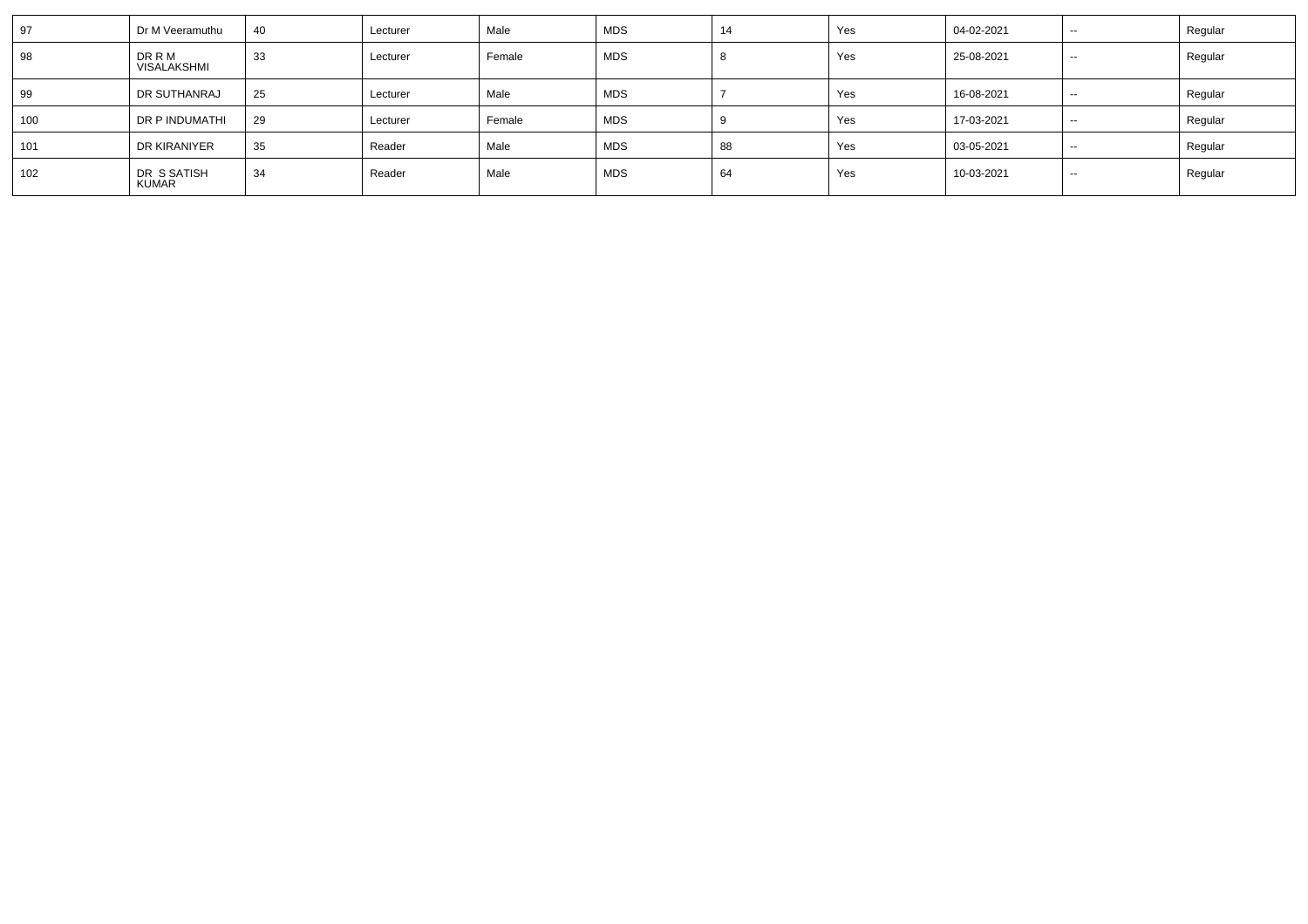| | | | | | | | | | | |
|---|---|---|---|---|---|---|---|---|---|---|
| 97 | Dr M Veeramuthu | 40 | Lecturer | Male | MDS | 14 | Yes | 04-02-2021 | -- | Regular |
| 98 | DR R M VISALAKSHMI | 33 | Lecturer | Female | MDS | 8 | Yes | 25-08-2021 | -- | Regular |
| 99 | DR SUTHANRAJ | 25 | Lecturer | Male | MDS | 7 | Yes | 16-08-2021 | -- | Regular |
| 100 | DR P INDUMATHI | 29 | Lecturer | Female | MDS | 9 | Yes | 17-03-2021 | -- | Regular |
| 101 | DR KIRANIYER | 35 | Reader | Male | MDS | 88 | Yes | 03-05-2021 | -- | Regular |
| 102 | DR S SATISH KUMAR | 34 | Reader | Male | MDS | 64 | Yes | 10-03-2021 | -- | Regular |